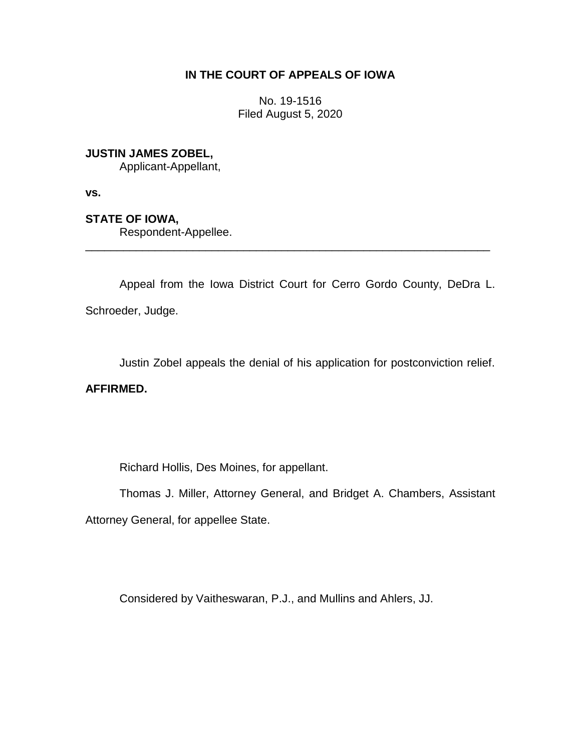**IN THE COURT OF APPEALS OF IOWA**

No. 19-1516
Filed August 5, 2020

**JUSTIN JAMES ZOBEL,**
Applicant-Appellant,

**vs.**

**STATE OF IOWA,**
Respondent-Appellee.

---

Appeal from the Iowa District Court for Cerro Gordo County, DeDra L. Schroeder, Judge.

Justin Zobel appeals the denial of his application for postconviction relief.

**AFFIRMED.**

Richard Hollis, Des Moines, for appellant.

Thomas J. Miller, Attorney General, and Bridget A. Chambers, Assistant Attorney General, for appellee State.

Considered by Vaitheswaran, P.J., and Mullins and Ahlers, JJ.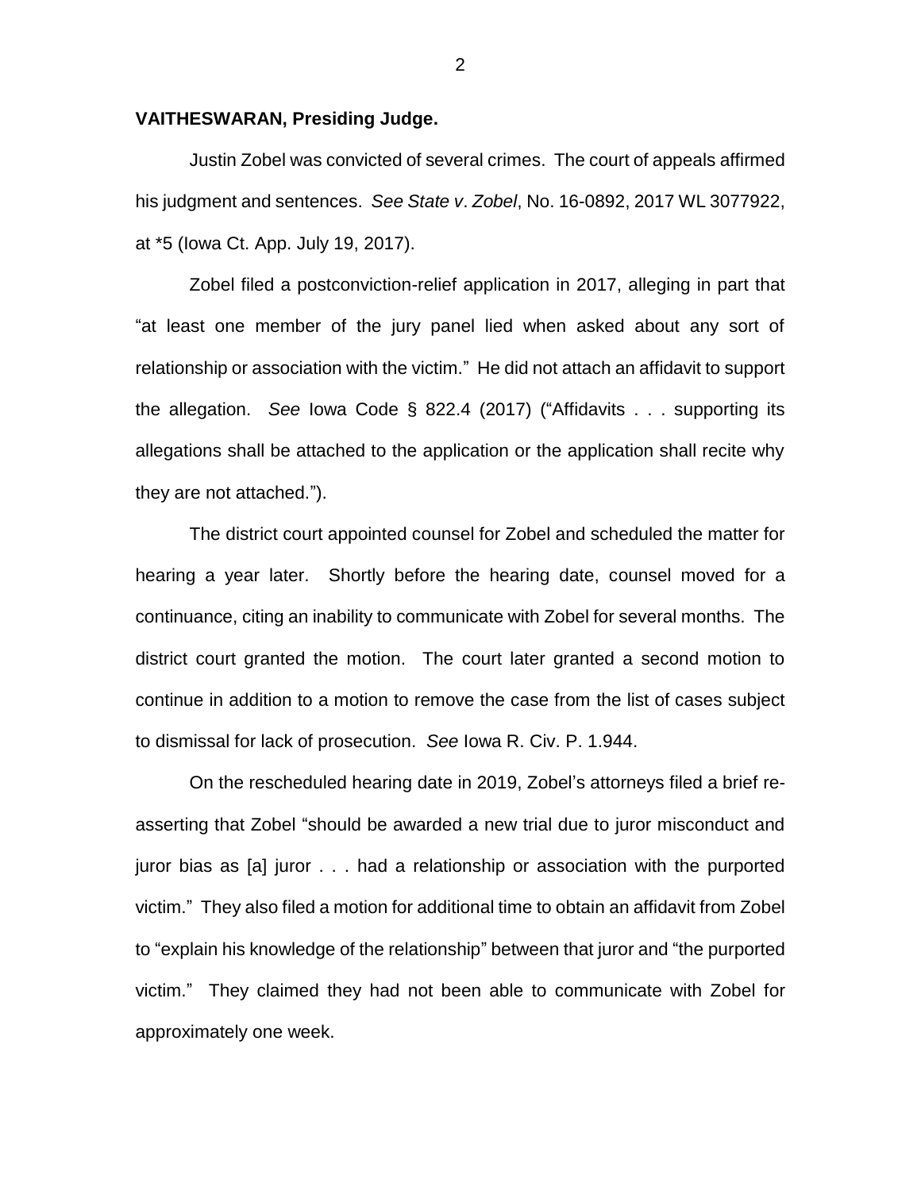**VAITHESWARAN, Presiding Judge.**

Justin Zobel was convicted of several crimes. The court of appeals affirmed his judgment and sentences. *See State v. Zobel*, No. 16-0892, 2017 WL 3077922, at *5 (Iowa Ct. App. July 19, 2017).

Zobel filed a postconviction-relief application in 2017, alleging in part that "at least one member of the jury panel lied when asked about any sort of relationship or association with the victim." He did not attach an affidavit to support the allegation. *See* Iowa Code § 822.4 (2017) ("Affidavits . . . supporting its allegations shall be attached to the application or the application shall recite why they are not attached.").

The district court appointed counsel for Zobel and scheduled the matter for hearing a year later. Shortly before the hearing date, counsel moved for a continuance, citing an inability to communicate with Zobel for several months. The district court granted the motion. The court later granted a second motion to continue in addition to a motion to remove the case from the list of cases subject to dismissal for lack of prosecution. *See* Iowa R. Civ. P. 1.944.

On the rescheduled hearing date in 2019, Zobel's attorneys filed a brief re-asserting that Zobel "should be awarded a new trial due to juror misconduct and juror bias as [a] juror . . . had a relationship or association with the purported victim." They also filed a motion for additional time to obtain an affidavit from Zobel to "explain his knowledge of the relationship" between that juror and "the purported victim." They claimed they had not been able to communicate with Zobel for approximately one week.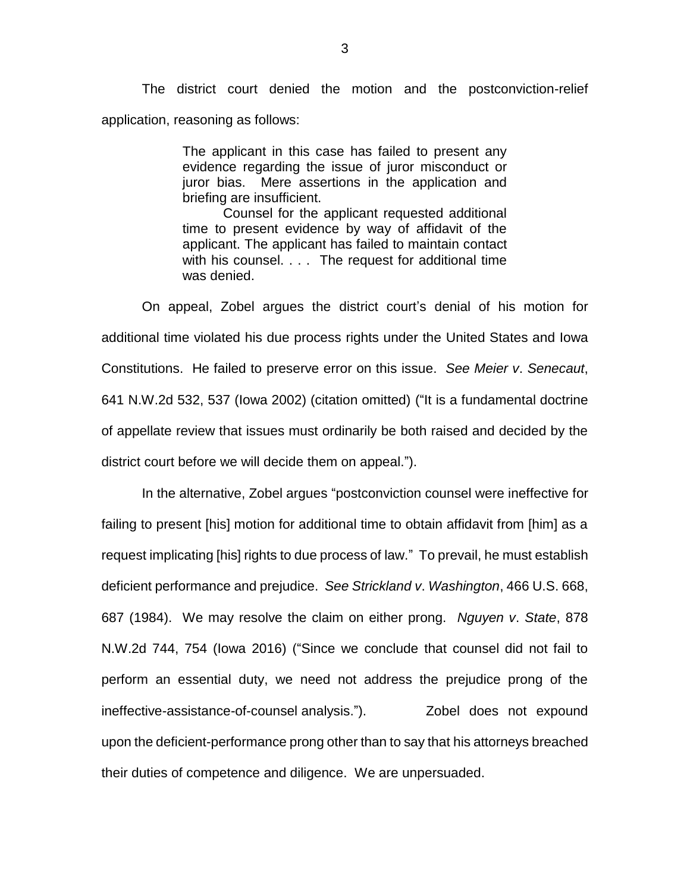The district court denied the motion and the postconviction-relief application, reasoning as follows:

> The applicant in this case has failed to present any evidence regarding the issue of juror misconduct or juror bias. Mere assertions in the application and briefing are insufficient.
>
> Counsel for the applicant requested additional time to present evidence by way of affidavit of the applicant. The applicant has failed to maintain contact with his counsel. . . . The request for additional time was denied.

On appeal, Zobel argues the district court's denial of his motion for additional time violated his due process rights under the United States and Iowa Constitutions. He failed to preserve error on this issue. *See Meier v. Senecaut*, 641 N.W.2d 532, 537 (Iowa 2002) (citation omitted) ("It is a fundamental doctrine of appellate review that issues must ordinarily be both raised and decided by the district court before we will decide them on appeal.").

In the alternative, Zobel argues "postconviction counsel were ineffective for failing to present [his] motion for additional time to obtain affidavit from [him] as a request implicating [his] rights to due process of law." To prevail, he must establish deficient performance and prejudice. *See Strickland v. Washington*, 466 U.S. 668, 687 (1984). We may resolve the claim on either prong. *Nguyen v. State*, 878 N.W.2d 744, 754 (Iowa 2016) ("Since we conclude that counsel did not fail to perform an essential duty, we need not address the prejudice prong of the ineffective-assistance-of-counsel analysis."). Zobel does not expound upon the deficient-performance prong other than to say that his attorneys breached their duties of competence and diligence. We are unpersuaded.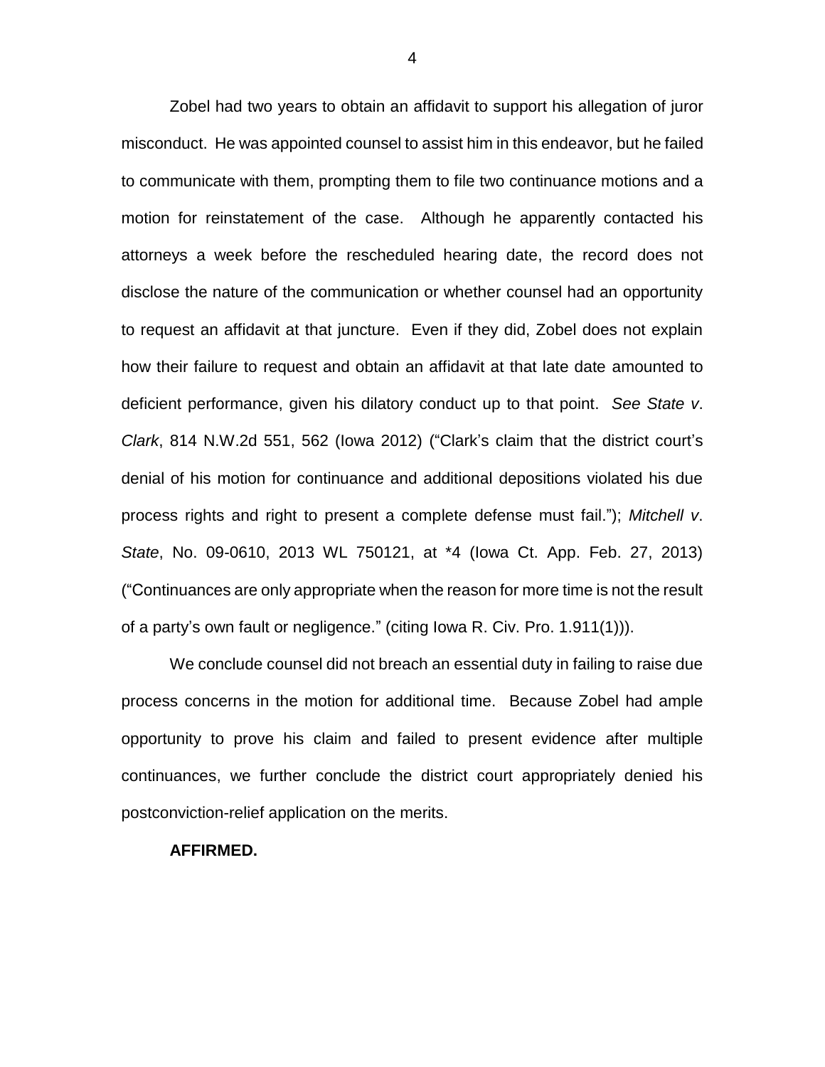Zobel had two years to obtain an affidavit to support his allegation of juror misconduct. He was appointed counsel to assist him in this endeavor, but he failed to communicate with them, prompting them to file two continuance motions and a motion for reinstatement of the case. Although he apparently contacted his attorneys a week before the rescheduled hearing date, the record does not disclose the nature of the communication or whether counsel had an opportunity to request an affidavit at that juncture. Even if they did, Zobel does not explain how their failure to request and obtain an affidavit at that late date amounted to deficient performance, given his dilatory conduct up to that point. *See State v. Clark*, 814 N.W.2d 551, 562 (Iowa 2012) ("Clark's claim that the district court's denial of his motion for continuance and additional depositions violated his due process rights and right to present a complete defense must fail."); *Mitchell v. State*, No. 09-0610, 2013 WL 750121, at *4 (Iowa Ct. App. Feb. 27, 2013) ("Continuances are only appropriate when the reason for more time is not the result of a party's own fault or negligence." (citing Iowa R. Civ. Pro. 1.911(1))).

We conclude counsel did not breach an essential duty in failing to raise due process concerns in the motion for additional time. Because Zobel had ample opportunity to prove his claim and failed to present evidence after multiple continuances, we further conclude the district court appropriately denied his postconviction-relief application on the merits.

**AFFIRMED.**